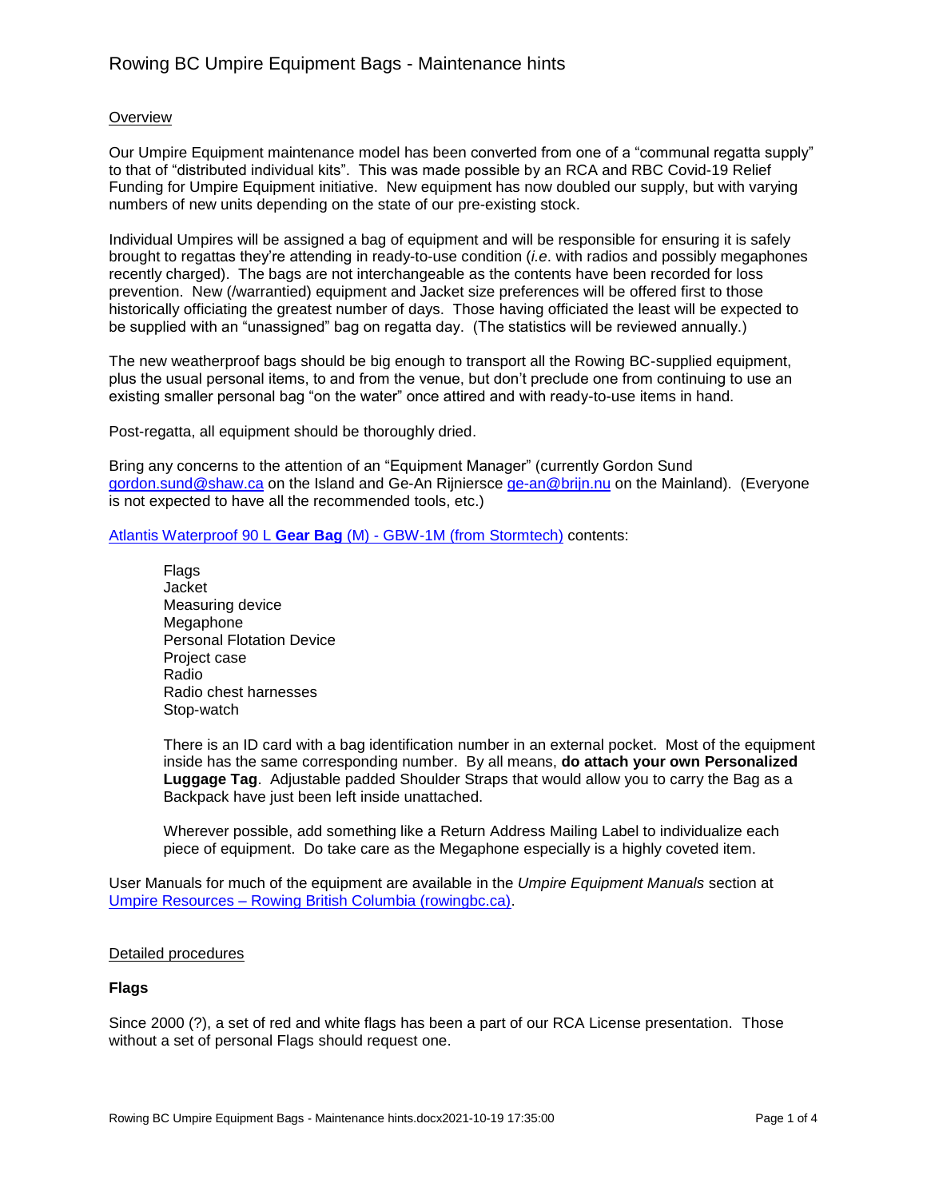# Rowing BC Umpire Equipment Bags - Maintenance hints

## Overview

Our Umpire Equipment maintenance model has been converted from one of a "communal regatta supply" to that of "distributed individual kits". This was made possible by an RCA and RBC Covid-19 Relief Funding for Umpire Equipment initiative. New equipment has now doubled our supply, but with varying numbers of new units depending on the state of our pre-existing stock.

Individual Umpires will be assigned a bag of equipment and will be responsible for ensuring it is safely brought to regattas they're attending in ready-to-use condition (*i.e*. with radios and possibly megaphones recently charged). The bags are not interchangeable as the contents have been recorded for loss prevention. New (/warrantied) equipment and Jacket size preferences will be offered first to those historically officiating the greatest number of days. Those having officiated the least will be expected to be supplied with an "unassigned" bag on regatta day. (The statistics will be reviewed annually.)

The new weatherproof bags should be big enough to transport all the Rowing BC-supplied equipment, plus the usual personal items, to and from the venue, but don't preclude one from continuing to use an existing smaller personal bag "on the water" once attired and with ready-to-use items in hand.

Post-regatta, all equipment should be thoroughly dried.

Bring any concerns to the attention of an "Equipment Manager" (currently Gordon Sund gordon.sund@shaw.ca on the Island and Ge-An Rijniersce ge-an@brijn.nu on the Mainland). (Everyone is not expected to have all the recommended tools, etc.)

Atlantis Waterproof 90 L **Gear Bag** (M) - GBW-1M (from Stormtech) contents:

- Flags
- Jacket
- Measuring device
- Megaphone
- Personal Flotation Device
- Project case
- Radio
- Radio chest harnesses
- Stop-watch

There is an ID card with a bag identification number in an external pocket. Most of the equipment inside has the same corresponding number. By all means, **do attach your own Personalized Luggage Tag**. Adjustable padded Shoulder Straps that would allow you to carry the Bag as a Backpack have just been left inside unattached.

Wherever possible, add something like a Return Address Mailing Label to individualize each piece of equipment. Do take care as the Megaphone especially is a highly coveted item.

User Manuals for much of the equipment are available in the *Umpire Equipment Manuals* section at Umpire Resources – Rowing British Columbia (rowingbc.ca).

## Detailed procedures

### Flags

Since 2000 (?), a set of red and white flags has been a part of our RCA License presentation. Those without a set of personal Flags should request one.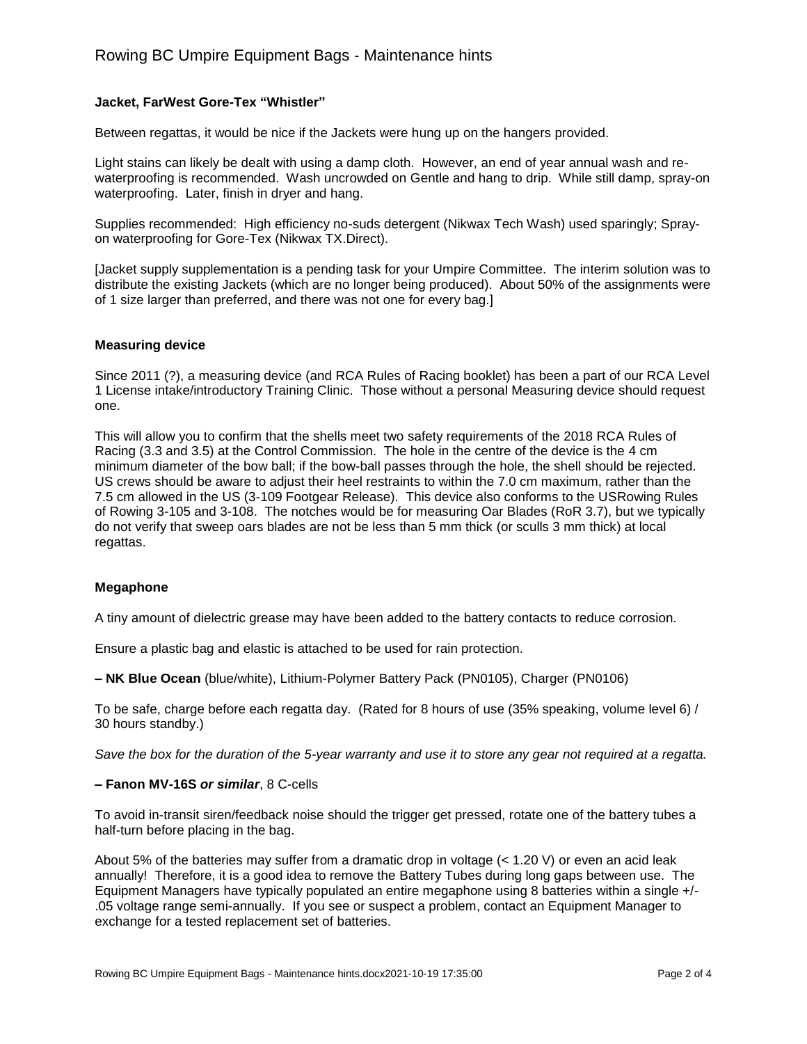## Jacket, FarWest Gore-Tex "Whistler"

Between regattas, it would be nice if the Jackets were hung up on the hangers provided.

Light stains can likely be dealt with using a damp cloth. However, an end of year annual wash and re-waterproofing is recommended. Wash uncrowded on Gentle and hang to drip. While still damp, spray-on waterproofing. Later, finish in dryer and hang.

Supplies recommended: High efficiency no-suds detergent (Nikwax Tech Wash) used sparingly; Spray-on waterproofing for Gore-Tex (Nikwax TX.Direct).

[Jacket supply supplementation is a pending task for your Umpire Committee. The interim solution was to distribute the existing Jackets (which are no longer being produced). About 50% of the assignments were of 1 size larger than preferred, and there was not one for every bag.]

## Measuring device

Since 2011 (?), a measuring device (and RCA Rules of Racing booklet) has been a part of our RCA Level 1 License intake/introductory Training Clinic. Those without a personal Measuring device should request one.

This will allow you to confirm that the shells meet two safety requirements of the 2018 RCA Rules of Racing (3.3 and 3.5) at the Control Commission. The hole in the centre of the device is the 4 cm minimum diameter of the bow ball; if the bow-ball passes through the hole, the shell should be rejected. US crews should be aware to adjust their heel restraints to within the 7.0 cm maximum, rather than the 7.5 cm allowed in the US (3-109 Footgear Release). This device also conforms to the USRowing Rules of Rowing 3-105 and 3-108. The notches would be for measuring Oar Blades (RoR 3.7), but we typically do not verify that sweep oars blades are not be less than 5 mm thick (or sculls 3 mm thick) at local regattas.

## Megaphone

A tiny amount of dielectric grease may have been added to the battery contacts to reduce corrosion.

Ensure a plastic bag and elastic is attached to be used for rain protection.

**– NK Blue Ocean** (blue/white), Lithium-Polymer Battery Pack (PN0105), Charger (PN0106)

To be safe, charge before each regatta day. (Rated for 8 hours of use (35% speaking, volume level 6) / 30 hours standby.)

*Save the box for the duration of the 5-year warranty and use it to store any gear not required at a regatta.*

**– Fanon MV-16S *or similar***, 8 C-cells

To avoid in-transit siren/feedback noise should the trigger get pressed, rotate one of the battery tubes a half-turn before placing in the bag.

About 5% of the batteries may suffer from a dramatic drop in voltage (< 1.20 V) or even an acid leak annually! Therefore, it is a good idea to remove the Battery Tubes during long gaps between use. The Equipment Managers have typically populated an entire megaphone using 8 batteries within a single +/- .05 voltage range semi-annually. If you see or suspect a problem, contact an Equipment Manager to exchange for a tested replacement set of batteries.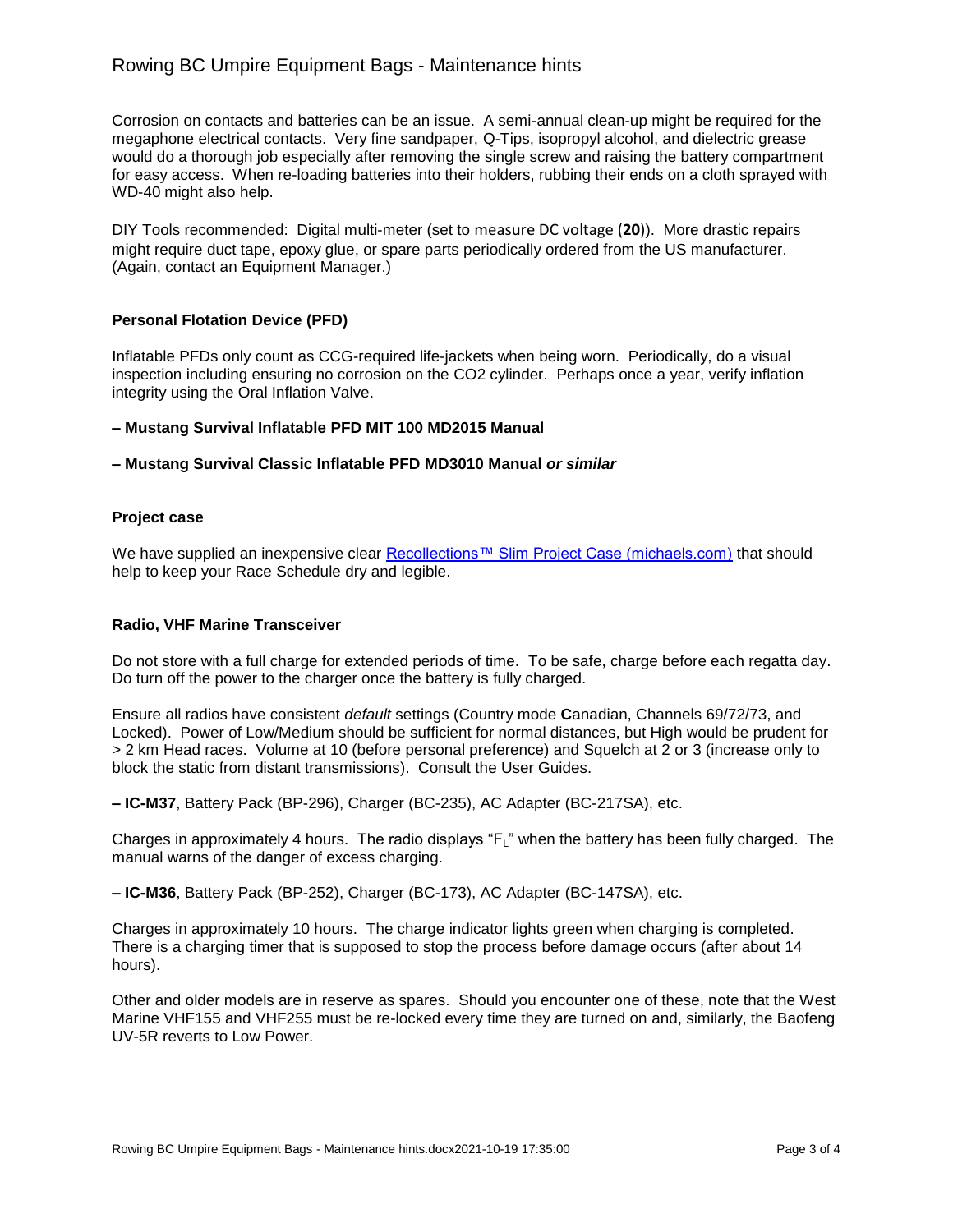Corrosion on contacts and batteries can be an issue. A semi-annual clean-up might be required for the megaphone electrical contacts. Very fine sandpaper, Q-Tips, isopropyl alcohol, and dielectric grease would do a thorough job especially after removing the single screw and raising the battery compartment for easy access. When re-loading batteries into their holders, rubbing their ends on a cloth sprayed with WD-40 might also help.

DIY Tools recommended: Digital multi-meter (set to measure DC voltage (**20**)). More drastic repairs might require duct tape, epoxy glue, or spare parts periodically ordered from the US manufacturer. (Again, contact an Equipment Manager.)

### Personal Flotation Device (PFD)

Inflatable PFDs only count as CCG-required life-jackets when being worn. Periodically, do a visual inspection including ensuring no corrosion on the CO2 cylinder. Perhaps once a year, verify inflation integrity using the Oral Inflation Valve.

**– Mustang Survival Inflatable PFD MIT 100 MD2015 Manual**

**– Mustang Survival Classic Inflatable PFD MD3010 Manual *or similar***

### Project case

We have supplied an inexpensive clear [Recollections™ Slim Project Case (michaels.com)] that should help to keep your Race Schedule dry and legible.

### Radio, VHF Marine Transceiver

Do not store with a full charge for extended periods of time. To be safe, charge before each regatta day. Do turn off the power to the charger once the battery is fully charged.

Ensure all radios have consistent *default* settings (Country mode **C**anadian, Channels 69/72/73, and Locked). Power of Low/Medium should be sufficient for normal distances, but High would be prudent for > 2 km Head races. Volume at 10 (before personal preference) and Squelch at 2 or 3 (increase only to block the static from distant transmissions). Consult the User Guides.

**– IC-M37**, Battery Pack (BP-296), Charger (BC-235), AC Adapter (BC-217SA), etc.

Charges in approximately 4 hours. The radio displays "$F_L$" when the battery has been fully charged. The manual warns of the danger of excess charging.

**– IC-M36**, Battery Pack (BP-252), Charger (BC-173), AC Adapter (BC-147SA), etc.

Charges in approximately 10 hours. The charge indicator lights green when charging is completed. There is a charging timer that is supposed to stop the process before damage occurs (after about 14 hours).

Other and older models are in reserve as spares. Should you encounter one of these, note that the West Marine VHF155 and VHF255 must be re-locked every time they are turned on and, similarly, the Baofeng UV-5R reverts to Low Power.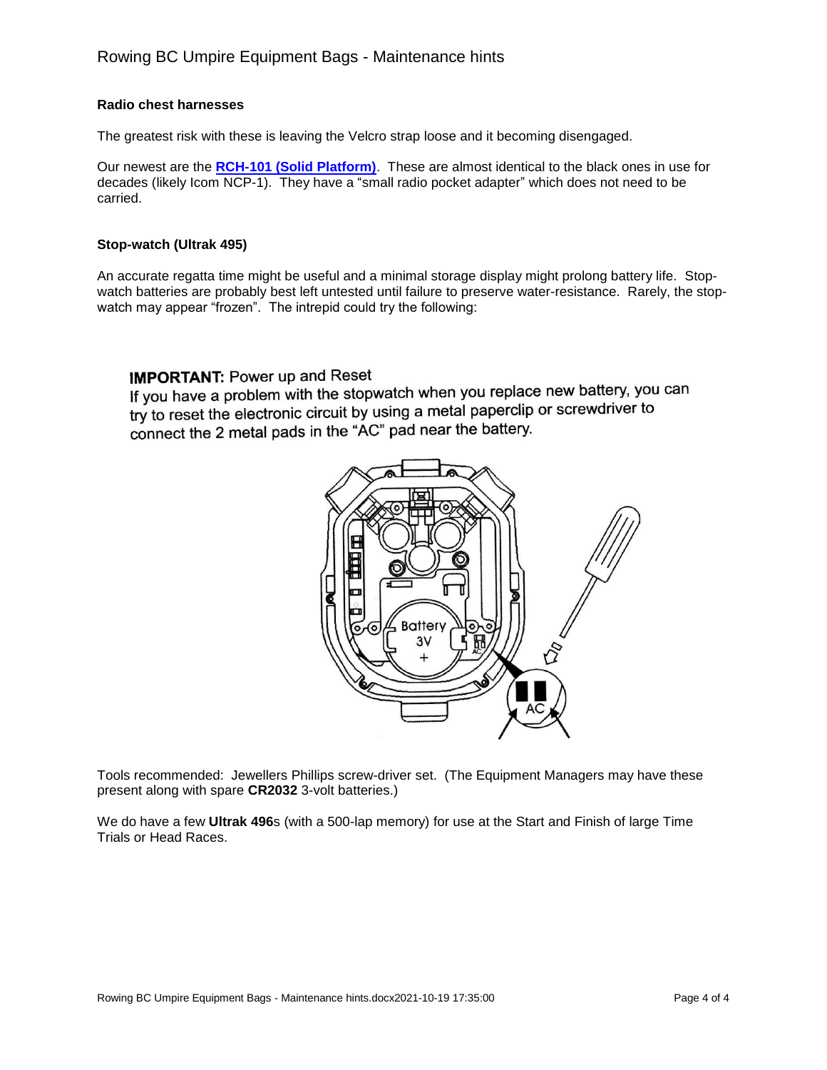Rowing BC Umpire Equipment Bags - Maintenance hints

### Radio chest harnesses

The greatest risk with these is leaving the Velcro strap loose and it becoming disengaged.

Our newest are the **RCH-101 (Solid Platform)**. These are almost identical to the black ones in use for decades (likely Icom NCP-1). They have a "small radio pocket adapter" which does not need to be carried.

### Stop-watch (Ultrak 495)

An accurate regatta time might be useful and a minimal storage display might prolong battery life. Stop-watch batteries are probably best left untested until failure to preserve water-resistance. Rarely, the stop-watch may appear "frozen". The intrepid could try the following:

**IMPORTANT:** Power up and Reset
If you have a problem with the stopwatch when you replace new battery, you can try to reset the electronic circuit by using a metal paperclip or screwdriver to connect the 2 metal pads in the "AC" pad near the battery.

Battery
3V
+
AC

Tools recommended: Jewellers Phillips screw-driver set. (The Equipment Managers may have these present along with spare **CR2032** 3-volt batteries.)

We do have a few **Ultrak 496**s (with a 500-lap memory) for use at the Start and Finish of large Time Trials or Head Races.